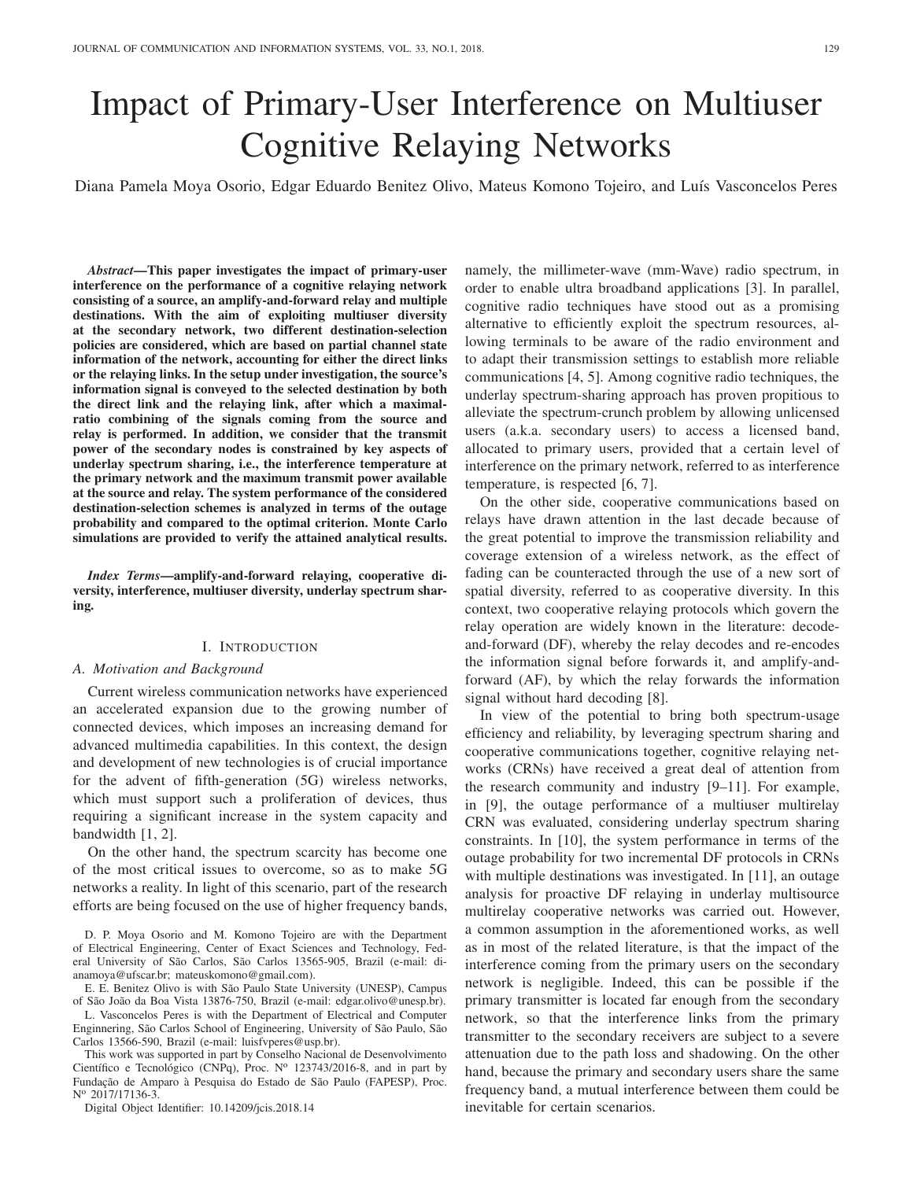# Impact of Primary-User Interference on Multiuser Cognitive Relaying Networks

Diana Pamela Moya Osorio, Edgar Eduardo Benitez Olivo, Mateus Komono Tojeiro, and Luís Vasconcelos Peres

***Abstract*—This paper investigates the impact of primary-user interference on the performance of a cognitive relaying network consisting of a source, an amplify-and-forward relay and multiple destinations. With the aim of exploiting multiuser diversity at the secondary network, two different destination-selection policies are considered, which are based on partial channel state information of the network, accounting for either the direct links or the relaying links. In the setup under investigation, the source's information signal is conveyed to the selected destination by both the direct link and the relaying link, after which a maximal-ratio combining of the signals coming from the source and relay is performed. In addition, we consider that the transmit power of the secondary nodes is constrained by key aspects of underlay spectrum sharing, i.e., the interference temperature at the primary network and the maximum transmit power available at the source and relay. The system performance of the considered destination-selection schemes is analyzed in terms of the outage probability and compared to the optimal criterion. Monte Carlo simulations are provided to verify the attained analytical results.**

***Index Terms*—amplify-and-forward relaying, cooperative diversity, interference, multiuser diversity, underlay spectrum sharing.**

## I. Introduction

### A. Motivation and Background

Current wireless communication networks have experienced an accelerated expansion due to the growing number of connected devices, which imposes an increasing demand for advanced multimedia capabilities. In this context, the design and development of new technologies is of crucial importance for the advent of fifth-generation (5G) wireless networks, which must support such a proliferation of devices, thus requiring a significant increase in the system capacity and bandwidth [1, 2].

On the other hand, the spectrum scarcity has become one of the most critical issues to overcome, so as to make 5G networks a reality. In light of this scenario, part of the research efforts are being focused on the use of higher frequency bands, namely, the millimeter-wave (mm-Wave) radio spectrum, in order to enable ultra broadband applications [3]. In parallel, cognitive radio techniques have stood out as a promising alternative to efficiently exploit the spectrum resources, allowing terminals to be aware of the radio environment and to adapt their transmission settings to establish more reliable communications [4, 5]. Among cognitive radio techniques, the underlay spectrum-sharing approach has proven propitious to alleviate the spectrum-crunch problem by allowing unlicensed users (a.k.a. secondary users) to access a licensed band, allocated to primary users, provided that a certain level of interference on the primary network, referred to as interference temperature, is respected [6, 7].

On the other side, cooperative communications based on relays have drawn attention in the last decade because of the great potential to improve the transmission reliability and coverage extension of a wireless network, as the effect of fading can be counteracted through the use of a new sort of spatial diversity, referred to as cooperative diversity. In this context, two cooperative relaying protocols which govern the relay operation are widely known in the literature: decode-and-forward (DF), whereby the relay decodes and re-encodes the information signal before forwards it, and amplify-and-forward (AF), by which the relay forwards the information signal without hard decoding [8].

In view of the potential to bring both spectrum-usage efficiency and reliability, by leveraging spectrum sharing and cooperative communications together, cognitive relaying networks (CRNs) have received a great deal of attention from the research community and industry [9–11]. For example, in [9], the outage performance of a multiuser multirelay CRN was evaluated, considering underlay spectrum sharing constraints. In [10], the system performance in terms of the outage probability for two incremental DF protocols in CRNs with multiple destinations was investigated. In [11], an outage analysis for proactive DF relaying in underlay multisource multirelay cooperative networks was carried out. However, a common assumption in the aforementioned works, as well as in most of the related literature, is that the impact of the interference coming from the primary users on the secondary network is negligible. Indeed, this can be possible if the primary transmitter is located far enough from the secondary network, so that the interference links from the primary transmitter to the secondary receivers are subject to a severe attenuation due to the path loss and shadowing. On the other hand, because the primary and secondary users share the same frequency band, a mutual interference between them could be inevitable for certain scenarios.

D. P. Moya Osorio and M. Komono Tojeiro are with the Department of Electrical Engineering, Center of Exact Sciences and Technology, Federal University of São Carlos, São Carlos 13565-905, Brazil (e-mail: dianamoya@ufscar.br; mateuskomono@gmail.com).

E. E. Benitez Olivo is with São Paulo State University (UNESP), Campus of São João da Boa Vista 13876-750, Brazil (e-mail: edgar.olivo@unesp.br).

L. Vasconcelos Peres is with the Department of Electrical and Computer Enginnering, São Carlos School of Engineering, University of São Paulo, São Carlos 13566-590, Brazil (e-mail: luisfvperes@usp.br).

This work was supported in part by Conselho Nacional de Desenvolvimento Científico e Tecnológico (CNPq), Proc. Nº 123743/2016-8, and in part by Fundação de Amparo à Pesquisa do Estado de São Paulo (FAPESP), Proc. Nº 2017/17136-3.

Digital Object Identifier: 10.14209/jcis.2018.14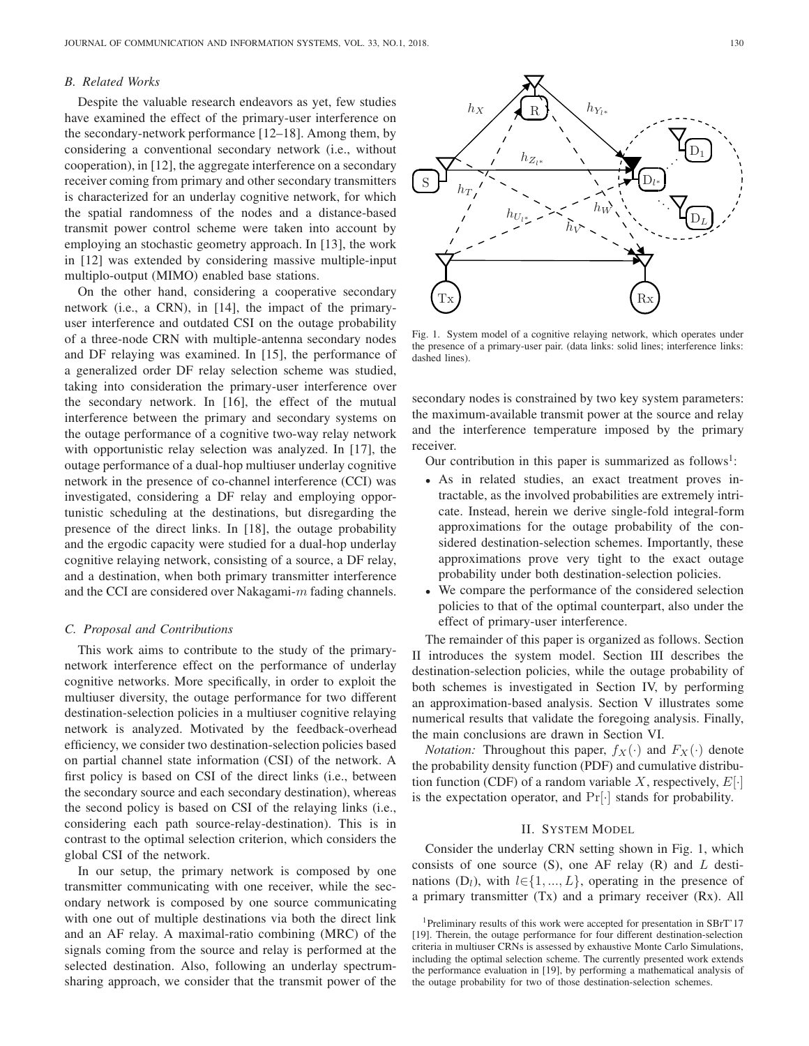### B. Related Works

Despite the valuable research endeavors as yet, few studies have examined the effect of the primary-user interference on the secondary-network performance [12–18]. Among them, by considering a conventional secondary network (i.e., without cooperation), in [12], the aggregate interference on a secondary receiver coming from primary and other secondary transmitters is characterized for an underlay cognitive network, for which the spatial randomness of the nodes and a distance-based transmit power control scheme were taken into account by employing an stochastic geometry approach. In [13], the work in [12] was extended by considering massive multiple-input multiplo-output (MIMO) enabled base stations.

On the other hand, considering a cooperative secondary network (i.e., a CRN), in [14], the impact of the primary-user interference and outdated CSI on the outage probability of a three-node CRN with multiple-antenna secondary nodes and DF relaying was examined. In [15], the performance of a generalized order DF relay selection scheme was studied, taking into consideration the primary-user interference over the secondary network. In [16], the effect of the mutual interference between the primary and secondary systems on the outage performance of a cognitive two-way relay network with opportunistic relay selection was analyzed. In [17], the outage performance of a dual-hop multiuser underlay cognitive network in the presence of co-channel interference (CCI) was investigated, considering a DF relay and employing opportunistic scheduling at the destinations, but disregarding the presence of the direct links. In [18], the outage probability and the ergodic capacity were studied for a dual-hop underlay cognitive relaying network, consisting of a source, a DF relay, and a destination, when both primary transmitter interference and the CCI are considered over Nakagami-$m$ fading channels.

### C. Proposal and Contributions

This work aims to contribute to the study of the primary-network interference effect on the performance of underlay cognitive networks. More specifically, in order to exploit the multiuser diversity, the outage performance for two different destination-selection policies in a multiuser cognitive relaying network is analyzed. Motivated by the feedback-overhead efficiency, we consider two destination-selection policies based on partial channel state information (CSI) of the network. A first policy is based on CSI of the direct links (i.e., between the secondary source and each secondary destination), whereas the second policy is based on CSI of the relaying links (i.e., considering each path source-relay-destination). This is in contrast to the optimal selection criterion, which considers the global CSI of the network.

In our setup, the primary network is composed by one transmitter communicating with one receiver, while the secondary network is composed by one source communicating with one out of multiple destinations via both the direct link and an AF relay. A maximal-ratio combining (MRC) of the signals coming from the source and relay is performed at the selected destination. Also, following an underlay spectrum-sharing approach, we consider that the transmit power of the secondary nodes is constrained by two key system parameters: the maximum-available transmit power at the source and relay and the interference temperature imposed by the primary receiver.

Fig. 1. System model of a cognitive relaying network, which operates under the presence of a primary-user pair. (data links: solid lines; interference links: dashed lines).

Our contribution in this paper is summarized as follows[1]:

- As in related studies, an exact treatment proves intractable, as the involved probabilities are extremely intricate. Instead, herein we derive single-fold integral-form approximations for the outage probability of the considered destination-selection schemes. Importantly, these approximations prove very tight to the exact outage probability under both destination-selection policies.
- We compare the performance of the considered selection policies to that of the optimal counterpart, also under the effect of primary-user interference.

The remainder of this paper is organized as follows. Section II introduces the system model. Section III describes the destination-selection policies, while the outage probability of both schemes is investigated in Section IV, by performing an approximation-based analysis. Section V illustrates some numerical results that validate the foregoing analysis. Finally, the main conclusions are drawn in Section VI.

*Notation:* Throughout this paper, $f_X(\cdot)$ and $F_X(\cdot)$ denote the probability density function (PDF) and cumulative distribution function (CDF) of a random variable $X$, respectively, $E[\cdot]$ is the expectation operator, and $\Pr[\cdot]$ stands for probability.

## II. System Model

Consider the underlay CRN setting shown in Fig. 1, which consists of one source (S), one AF relay (R) and $L$ destinations ($\text{D}_l$), with $l \in \{1, ..., L\}$, operating in the presence of a primary transmitter (Tx) and a primary receiver (Rx). All

[1] Preliminary results of this work were accepted for presentation in SBrT'17 [19]. Therein, the outage performance for four different destination-selection criteria in multiuser CRNs is assessed by exhaustive Monte Carlo Simulations, including the optimal selection scheme. The currently presented work extends the performance evaluation in [19], by performing a mathematical analysis of the outage probability for two of those destination-selection schemes.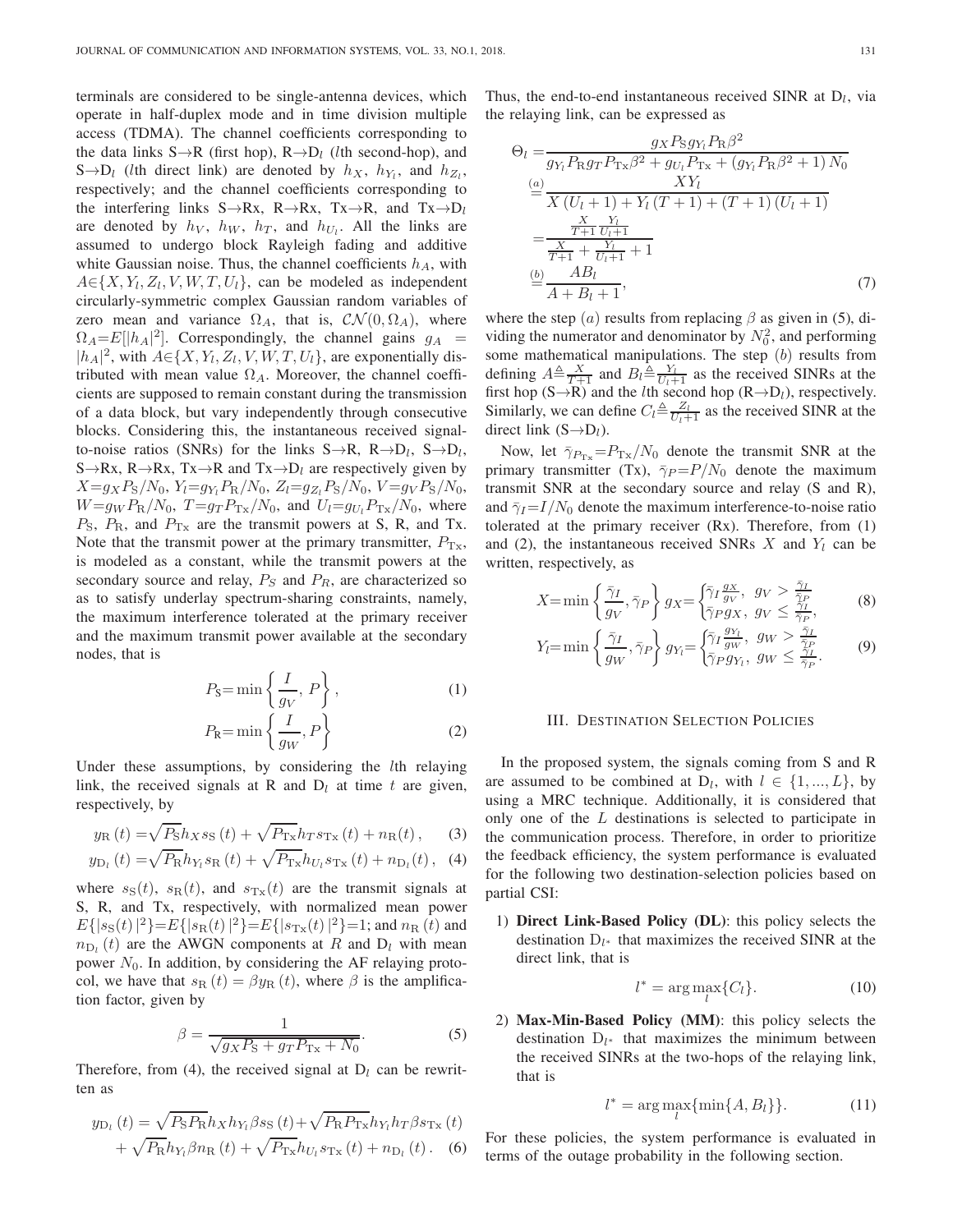terminals are considered to be single-antenna devices, which operate in half-duplex mode and in time division multiple access (TDMA). The channel coefficients corresponding to the data links S→R (first hop), R→D$_l$ ($l$th second-hop), and S→D$_l$ ($l$th direct link) are denoted by $h_X$, $h_{Y_l}$, and $h_{Z_l}$, respectively; and the channel coefficients corresponding to the interfering links S→Rx, R→Rx, Tx→R, and Tx→D$_l$ are denoted by $h_V$, $h_W$, $h_T$, and $h_{U_l}$. All the links are assumed to undergo block Rayleigh fading and additive white Gaussian noise. Thus, the channel coefficients $h_A$, with $A \in \{X, Y_l, Z_l, V, W, T, U_l\}$, can be modeled as independent circularly-symmetric complex Gaussian random variables of zero mean and variance $\Omega_A$, that is, $\mathcal{CN}(0, \Omega_A)$, where $\Omega_A = E[|h_A|^2]$. Correspondingly, the channel gains $g_A = |h_A|^2$, with $A \in \{X, Y_l, Z_l, V, W, T, U_l\}$, are exponentially distributed with mean value $\Omega_A$. Moreover, the channel coefficients are supposed to remain constant during the transmission of a data block, but vary independently through consecutive blocks. Considering this, the instantaneous received signal-to-noise ratios (SNRs) for the links S→R, R→D$_l$, S→D$_l$, S→Rx, R→Rx, Tx→R and Tx→D$_l$ are respectively given by $X = g_X P_{\rm S}/N_0$, $Y_l = g_{Y_l} P_{\rm R}/N_0$, $Z_l = g_{Z_l} P_{\rm S}/N_0$, $V = g_V P_{\rm S}/N_0$, $W = g_W P_{\rm R}/N_0$, $T = g_T P_{\rm Tx}/N_0$, and $U_l = g_{U_l} P_{\rm Tx}/N_0$, where $P_{\rm S}$, $P_{\rm R}$, and $P_{\rm Tx}$ are the transmit powers at S, R, and Tx. Note that the transmit power at the primary transmitter, $P_{\rm Tx}$, is modeled as a constant, while the transmit powers at the secondary source and relay, $P_S$ and $P_R$, are characterized so as to satisfy underlay spectrum-sharing constraints, namely, the maximum interference tolerated at the primary receiver and the maximum transmit power available at the secondary nodes, that is

$$P_{\rm S} = \min\left\{\frac{I}{g_V},\ P\right\}, \tag{1}$$

$$P_{\rm R} = \min\left\{\frac{I}{g_W}, P\right\} \tag{2}$$

Under these assumptions, by considering the $l$th relaying link, the received signals at R and D$_l$ at time $t$ are given, respectively, by

$$y_{\rm R}(t) = \sqrt{P_{\rm S}} h_X s_{\rm S}(t) + \sqrt{P_{\rm Tx}} h_T s_{\rm Tx}(t) + n_{\rm R}(t), \tag{3}$$

$$y_{{\rm D}_l}(t) = \sqrt{P_{\rm R}} h_{Y_l} s_{\rm R}(t) + \sqrt{P_{\rm Tx}} h_{U_l} s_{\rm Tx}(t) + n_{{\rm D}_l}(t), \tag{4}$$

where $s_{\rm S}(t)$, $s_{\rm R}(t)$, and $s_{\rm Tx}(t)$ are the transmit signals at S, R, and Tx, respectively, with normalized mean power $E\{|s_{\rm S}(t)|^2\} = E\{|s_{\rm R}(t)|^2\} = E\{|s_{\rm Tx}(t)|^2\} = 1$; and $n_{\rm R}(t)$ and $n_{{\rm D}_l}(t)$ are the AWGN components at $R$ and D$_l$ with mean power $N_0$. In addition, by considering the AF relaying protocol, we have that $s_{\rm R}(t) = \beta y_{\rm R}(t)$, where $\beta$ is the amplification factor, given by

$$\beta = \frac{1}{\sqrt{g_X P_{\rm S} + g_T P_{\rm Tx} + N_0}}. \tag{5}$$

Therefore, from (4), the received signal at D$_l$ can be rewritten as

$$y_{{\rm D}_l}(t) = \sqrt{P_{\rm S} P_{\rm R}} h_X h_{Y_l} \beta s_{\rm S}(t) + \sqrt{P_{\rm R} P_{\rm Tx}} h_{Y_l} h_T \beta s_{\rm Tx}(t) + \sqrt{P_{\rm R}} h_{Y_l} \beta n_{\rm R}(t) + \sqrt{P_{\rm Tx}} h_{U_l} s_{\rm Tx}(t) + n_{{\rm D}_l}(t). \tag{6}$$

Thus, the end-to-end instantaneous received SINR at D$_l$, via the relaying link, can be expressed as

$$\begin{aligned}
\Theta_l &= \frac{g_X P_{\rm S} g_{Y_l} P_{\rm R} \beta^2}{g_{Y_l} P_{\rm R} g_T P_{\rm Tx} \beta^2 + g_{U_l} P_{\rm Tx} + (g_{Y_l} P_{\rm R} \beta^2 + 1) N_0} \\
&\overset{(a)}{=} \frac{X Y_l}{X(U_l + 1) + Y_l(T + 1) + (T + 1)(U_l + 1)} \\
&= \frac{\frac{X}{T+1} \frac{Y_l}{U_l+1}}{\frac{X}{T+1} + \frac{Y_l}{U_l+1} + 1} \\
&\overset{(b)}{=} \frac{A B_l}{A + B_l + 1},
\end{aligned} \tag{7}$$

where the step $(a)$ results from replacing $\beta$ as given in (5), dividing the numerator and denominator by $N_0^2$, and performing some mathematical manipulations. The step $(b)$ results from defining $A \triangleq \frac{X}{T+1}$ and $B_l \triangleq \frac{Y_l}{U_l+1}$ as the received SINRs at the first hop (S→R) and the $l$th second hop (R→D$_l$), respectively. Similarly, we can define $C_l \triangleq \frac{Z_l}{U_l+1}$ as the received SINR at the direct link (S→D$_l$).

Now, let $\bar{\gamma}_{P_{\rm Tx}} = P_{\rm Tx}/N_0$ denote the transmit SNR at the primary transmitter (Tx), $\bar{\gamma}_P = P/N_0$ denote the maximum transmit SNR at the secondary source and relay (S and R), and $\bar{\gamma}_I = I/N_0$ denote the maximum interference-to-noise ratio tolerated at the primary receiver (Rx). Therefore, from (1) and (2), the instantaneous received SNRs $X$ and $Y_l$ can be written, respectively, as

$$X = \min\left\{\frac{\bar{\gamma}_I}{g_V}, \bar{\gamma}_P\right\} g_X = \begin{cases} \bar{\gamma}_I \frac{g_X}{g_V}, & g_V > \frac{\bar{\gamma}_I}{\bar{\gamma}_P} \\ \bar{\gamma}_P g_X, & g_V \leq \frac{\bar{\gamma}_I}{\bar{\gamma}_P}, \end{cases} \tag{8}$$

$$Y_l = \min\left\{\frac{\bar{\gamma}_I}{g_W}, \bar{\gamma}_P\right\} g_{Y_l} = \begin{cases} \bar{\gamma}_I \frac{g_{Y_l}}{g_W}, & g_W > \frac{\bar{\gamma}_I}{\bar{\gamma}_P} \\ \bar{\gamma}_P g_{Y_l}, & g_W \leq \frac{\bar{\gamma}_I}{\bar{\gamma}_P}. \end{cases} \tag{9}$$

## III. Destination Selection Policies

In the proposed system, the signals coming from S and R are assumed to be combined at D$_l$, with $l \in \{1, ..., L\}$, by using a MRC technique. Additionally, it is considered that only one of the $L$ destinations is selected to participate in the communication process. Therefore, in order to prioritize the feedback efficiency, the system performance is evaluated for the following two destination-selection policies based on partial CSI:

1) **Direct Link-Based Policy (DL)**: this policy selects the destination D$_{l^*}$ that maximizes the received SINR at the direct link, that is

$$l^* = \arg\max_l \{C_l\}. \tag{10}$$

2) **Max-Min-Based Policy (MM)**: this policy selects the destination D$_{l^*}$ that maximizes the minimum between the received SINRs at the two-hops of the relaying link, that is

$$l^* = \arg\max_l \{\min\{A, B_l\}\}. \tag{11}$$

For these policies, the system performance is evaluated in terms of the outage probability in the following section.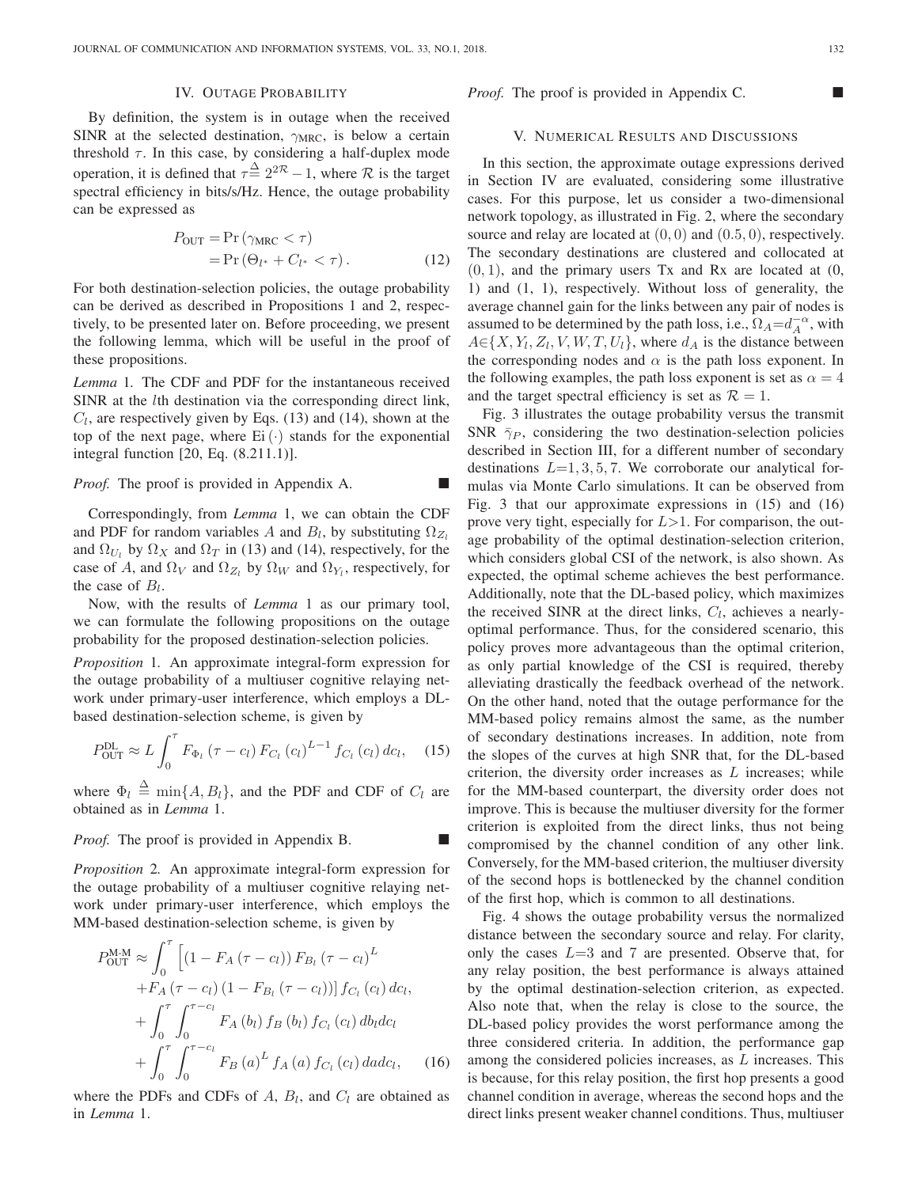## IV. Outage Probability

By definition, the system is in outage when the received SINR at the selected destination, $\gamma_{\text{MRC}}$, is below a certain threshold $\tau$. In this case, by considering a half-duplex mode operation, it is defined that $\tau \overset{\Delta}{=} 2^{2\mathcal{R}} - 1$, where $\mathcal{R}$ is the target spectral efficiency in bits/s/Hz. Hence, the outage probability can be expressed as

$$
\begin{aligned}
P_{\text{OUT}} &= \Pr\left(\gamma_{\text{MRC}} < \tau\right) \\
&= \Pr\left(\Theta_{l^*} + C_{l^*} < \tau\right).
\end{aligned} \tag{12}
$$

For both destination-selection policies, the outage probability can be derived as described in Propositions 1 and 2, respectively, to be presented later on. Before proceeding, we present the following lemma, which will be useful in the proof of these propositions.

*Lemma* 1. The CDF and PDF for the instantaneous received SINR at the $l$th destination via the corresponding direct link, $C_l$, are respectively given by Eqs. (13) and (14), shown at the top of the next page, where $\text{Ei}\left(\cdot\right)$ stands for the exponential integral function [20, Eq. (8.211.1)].

*Proof.* The proof is provided in Appendix A. ■

Correspondingly, from *Lemma* 1, we can obtain the CDF and PDF for random variables $A$ and $B_l$, by substituting $\Omega_{Z_l}$ and $\Omega_{U_l}$ by $\Omega_X$ and $\Omega_T$ in (13) and (14), respectively, for the case of $A$, and $\Omega_V$ and $\Omega_{Z_l}$ by $\Omega_W$ and $\Omega_{Y_l}$, respectively, for the case of $B_l$.

Now, with the results of *Lemma* 1 as our primary tool, we can formulate the following propositions on the outage probability for the proposed destination-selection policies.

*Proposition* 1. An approximate integral-form expression for the outage probability of a multiuser cognitive relaying network under primary-user interference, which employs a DL-based destination-selection scheme, is given by

$$
P_{\text{OUT}}^{\text{DL}} \approx L \int_0^{\tau} F_{\Phi_l}\left(\tau - c_l\right) F_{C_l}\left(c_l\right)^{L-1} f_{C_l}\left(c_l\right) dc_l, \tag{15}
$$

where $\Phi_l \overset{\Delta}{=} \min\{A, B_l\}$, and the PDF and CDF of $C_l$ are obtained as in *Lemma* 1.

*Proof.* The proof is provided in Appendix B. ■

*Proposition* 2. An approximate integral-form expression for the outage probability of a multiuser cognitive relaying network under primary-user interference, which employs the MM-based destination-selection scheme, is given by

$$
\begin{aligned}
P_{\text{OUT}}^{\text{M-M}} \approx &\int_0^{\tau} \Big[\left(1 - F_A\left(\tau - c_l\right)\right) F_{B_l}\left(\tau - c_l\right)^L \\
&+ F_A\left(\tau - c_l\right)\left(1 - F_{B_l}\left(\tau - c_l\right)\right)\Big] f_{C_l}\left(c_l\right) dc_l, \\
&+ \int_0^{\tau}\int_0^{\tau - c_l} F_A\left(b_l\right) f_B\left(b_l\right) f_{C_l}\left(c_l\right) db_l dc_l \\
&+ \int_0^{\tau}\int_0^{\tau - c_l} F_B\left(a\right)^L f_A\left(a\right) f_{C_l}\left(c_l\right) da dc_l,
\end{aligned} \tag{16}
$$

where the PDFs and CDFs of $A$, $B_l$, and $C_l$ are obtained as in *Lemma* 1.

*Proof.* The proof is provided in Appendix C. ■

## V. Numerical Results and Discussions

In this section, the approximate outage expressions derived in Section IV are evaluated, considering some illustrative cases. For this purpose, let us consider a two-dimensional network topology, as illustrated in Fig. 2, where the secondary source and relay are located at $(0, 0)$ and $(0.5, 0)$, respectively. The secondary destinations are clustered and collocated at $(0, 1)$, and the primary users Tx and Rx are located at (0, 1) and (1, 1), respectively. Without loss of generality, the average channel gain for the links between any pair of nodes is assumed to be determined by the path loss, i.e., $\Omega_A = d_A^{-\alpha}$, with $A \in \{X, Y_l, Z_l, V, W, T, U_l\}$, where $d_A$ is the distance between the corresponding nodes and $\alpha$ is the path loss exponent. In the following examples, the path loss exponent is set as $\alpha = 4$ and the target spectral efficiency is set as $\mathcal{R} = 1$.

Fig. 3 illustrates the outage probability versus the transmit SNR $\bar{\gamma}_P$, considering the two destination-selection policies described in Section III, for a different number of secondary destinations $L = 1, 3, 5, 7$. We corroborate our analytical formulas via Monte Carlo simulations. It can be observed from Fig. 3 that our approximate expressions in (15) and (16) prove very tight, especially for $L > 1$. For comparison, the outage probability of the optimal destination-selection criterion, which considers global CSI of the network, is also shown. As expected, the optimal scheme achieves the best performance. Additionally, note that the DL-based policy, which maximizes the received SINR at the direct links, $C_l$, achieves a nearly-optimal performance. Thus, for the considered scenario, this policy proves more advantageous than the optimal criterion, as only partial knowledge of the CSI is required, thereby alleviating drastically the feedback overhead of the network. On the other hand, noted that the outage performance for the MM-based policy remains almost the same, as the number of secondary destinations increases. In addition, note from the slopes of the curves at high SNR that, for the DL-based criterion, the diversity order increases as $L$ increases; while for the MM-based counterpart, the diversity order does not improve. This is because the multiuser diversity for the former criterion is exploited from the direct links, thus not being compromised by the channel condition of any other link. Conversely, for the MM-based criterion, the multiuser diversity of the second hops is bottlenecked by the channel condition of the first hop, which is common to all destinations.

Fig. 4 shows the outage probability versus the normalized distance between the secondary source and relay. For clarity, only the cases $L=3$ and 7 are presented. Observe that, for any relay position, the best performance is always attained by the optimal destination-selection criterion, as expected. Also note that, when the relay is close to the source, the DL-based policy provides the worst performance among the three considered criteria. In addition, the performance gap among the considered policies increases, as $L$ increases. This is because, for this relay position, the first hop presents a good channel condition in average, whereas the second hops and the direct links present weaker channel conditions. Thus, multiuser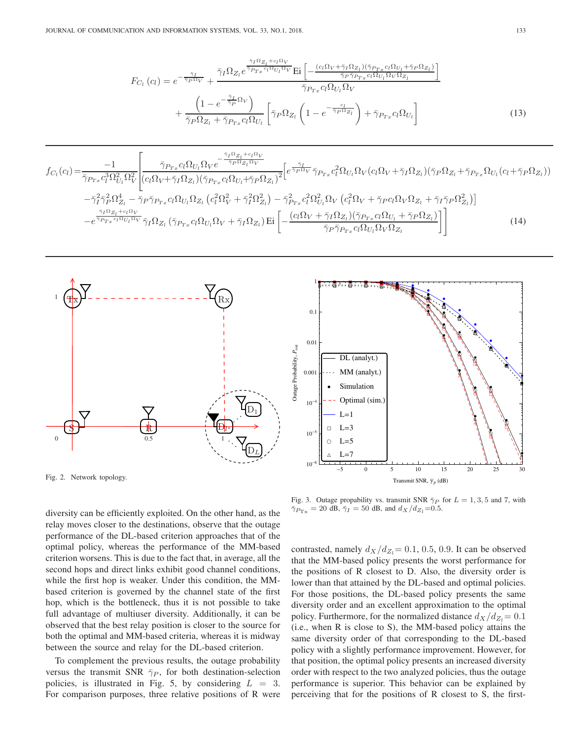$$F_{C_l}(c_l) = e^{-\frac{\bar{\gamma}_I}{\bar{\gamma}_P \Omega_V}} + \frac{\bar{\gamma}_I \Omega_{Z_l} e^{\frac{\bar{\gamma}_I \Omega_{Z_l} + c_l \Omega_V}{\bar{\gamma}_{P_{Tx}} c_l \Omega_{U_l} \Omega_V}} \mathrm{Ei}\left[-\frac{(c_l \Omega_V + \bar{\gamma}_I \Omega_{Z_l})(\bar{\gamma}_{P_{Tx}} c_l \Omega_{U_l} + \bar{\gamma}_P \Omega_{Z_l})}{\bar{\gamma}_P \bar{\gamma}_{P_{Tx}} c_l \Omega_{U_l} \Omega_V \Omega_{Z_l}}\right]}{\bar{\gamma}_{P_{Tx}} c_l \Omega_{U_l} \Omega_V} + \frac{\left(1 - e^{-\frac{\bar{\gamma}_I}{\bar{\gamma}_P} \Omega_V}\right)}{\bar{\gamma}_P \Omega_{Z_l} + \bar{\gamma}_{P_{Tx}} c_l \Omega_{U_l}} \left[\bar{\gamma}_P \Omega_{Z_l}\left(1 - e^{-\frac{c_l}{\bar{\gamma}_P \Omega_{Z_l}}}\right) + \bar{\gamma}_{P_{Tx}} c_l \Omega_{U_l}\right] \tag{13}$$

$$\begin{aligned} f_{C_l}(c_l) = \frac{-1}{\bar{\gamma}_{P_{Tx}} c_l^3 \Omega_{U_l}^2 \Omega_V^2} \Bigg[ & \frac{\bar{\gamma}_{P_{Tx}} c_l \Omega_{U_l} \Omega_V e^{-\frac{\bar{\gamma}_I \Omega_{Z_l} + c_l \Omega_V}{\bar{\gamma}_P \Omega_{Z_l} \Omega_V}}}{(c_l \Omega_V + \bar{\gamma}_I \Omega_{Z_l})(\bar{\gamma}_{P_{Tx}} c_l \Omega_{U_l} + \bar{\gamma}_P \Omega_{Z_l})^2} \Big[ e^{\frac{\bar{\gamma}_I}{\bar{\gamma}_P \Omega_V}} \bar{\gamma}_{P_{Tx}} c_l^2 \Omega_{U_l} \Omega_V (c_l \Omega_V + \bar{\gamma}_I \Omega_{Z_l})(\bar{\gamma}_P \Omega_{Z_l} + \bar{\gamma}_{P_{Tx}} \Omega_{U_l}(c_l + \bar{\gamma}_P \Omega_{Z_l})) \\ & - \bar{\gamma}_I^2 \bar{\gamma}_P^2 \Omega_{Z_l}^4 - \bar{\gamma}_P \bar{\gamma}_{P_{Tx}} c_l \Omega_{U_l} \Omega_{Z_l}\left(c_l^2 \Omega_V^2 + \bar{\gamma}_I^2 \Omega_{Z_l}^2\right) - \bar{\gamma}_{P_{Tx}}^2 c_l^2 \Omega_{U_l}^2 \Omega_V \left(c_l^2 \Omega_V + \bar{\gamma}_P c_l \Omega_V \Omega_{Z_l} + \bar{\gamma}_I \bar{\gamma}_P \Omega_{Z_l}^2\right)\Big] \\ & - e^{\frac{\bar{\gamma}_I \Omega_{Z_l} + c_l \Omega_V}{\bar{\gamma}_{P_{Tx}} c_l \Omega_{U_l} \Omega_V}} \bar{\gamma}_I \Omega_{Z_l} \left(\bar{\gamma}_{P_{Tx}} c_l \Omega_{U_l} \Omega_V + \bar{\gamma}_I \Omega_{Z_l}\right) \mathrm{Ei}\left[-\frac{(c_l \Omega_V + \bar{\gamma}_I \Omega_{Z_l})(\bar{\gamma}_{P_{Tx}} c_l \Omega_{U_l} + \bar{\gamma}_P \Omega_{Z_l})}{\bar{\gamma}_P \bar{\gamma}_{P_{Tx}} c_l \Omega_{U_l} \Omega_V \Omega_{Z_l}}\right] \Bigg] \end{aligned} \tag{14}$$

Fig. 2. Network topology.

Fig. 3. Outage propability vs. transmit SNR $\bar{\gamma}_P$ for $L = 1, 3, 5$ and $7$, with $\bar{\gamma}_{P_{Tx}} = 20$ dB, $\bar{\gamma}_I = 50$ dB, and $d_X/d_{Z_l}$=0.5.

diversity can be efficiently exploited. On the other hand, as the relay moves closer to the destinations, observe that the outage performance of the DL-based criterion approaches that of the optimal policy, whereas the performance of the MM-based criterion worsens. This is due to the fact that, in average, all the second hops and direct links exhibit good channel conditions, while the first hop is weaker. Under this condition, the MM-based criterion is governed by the channel state of the first hop, which is the bottleneck, thus it is not possible to take full advantage of multiuser diversity. Additionally, it can be observed that the best relay position is closer to the source for both the optimal and MM-based criteria, whereas it is midway between the source and relay for the DL-based criterion.

To complement the previous results, the outage probability versus the transmit SNR $\bar{\gamma}_P$, for both destination-selection policies, is illustrated in Fig. 5, by considering $L = 3$. For comparison purposes, three relative positions of R were contrasted, namely $d_X/d_{Z_l}$= 0.1, 0.5, 0.9. It can be observed that the MM-based policy presents the worst performance for the positions of R closest to D. Also, the diversity order is lower than that attained by the DL-based and optimal policies. For those positions, the DL-based policy presents the same diversity order and an excellent approximation to the optimal policy. Furthermore, for the normalized distance $d_X/d_{Z_l}$= 0.1 (i.e., when R is close to S), the MM-based policy attains the same diversity order of that corresponding to the DL-based policy with a slightly performance improvement. However, for that position, the optimal policy presents an increased diversity order with respect to the two analyzed policies, thus the outage performance is superior. This behavior can be explained by perceiving that for the positions of R closest to S, the first-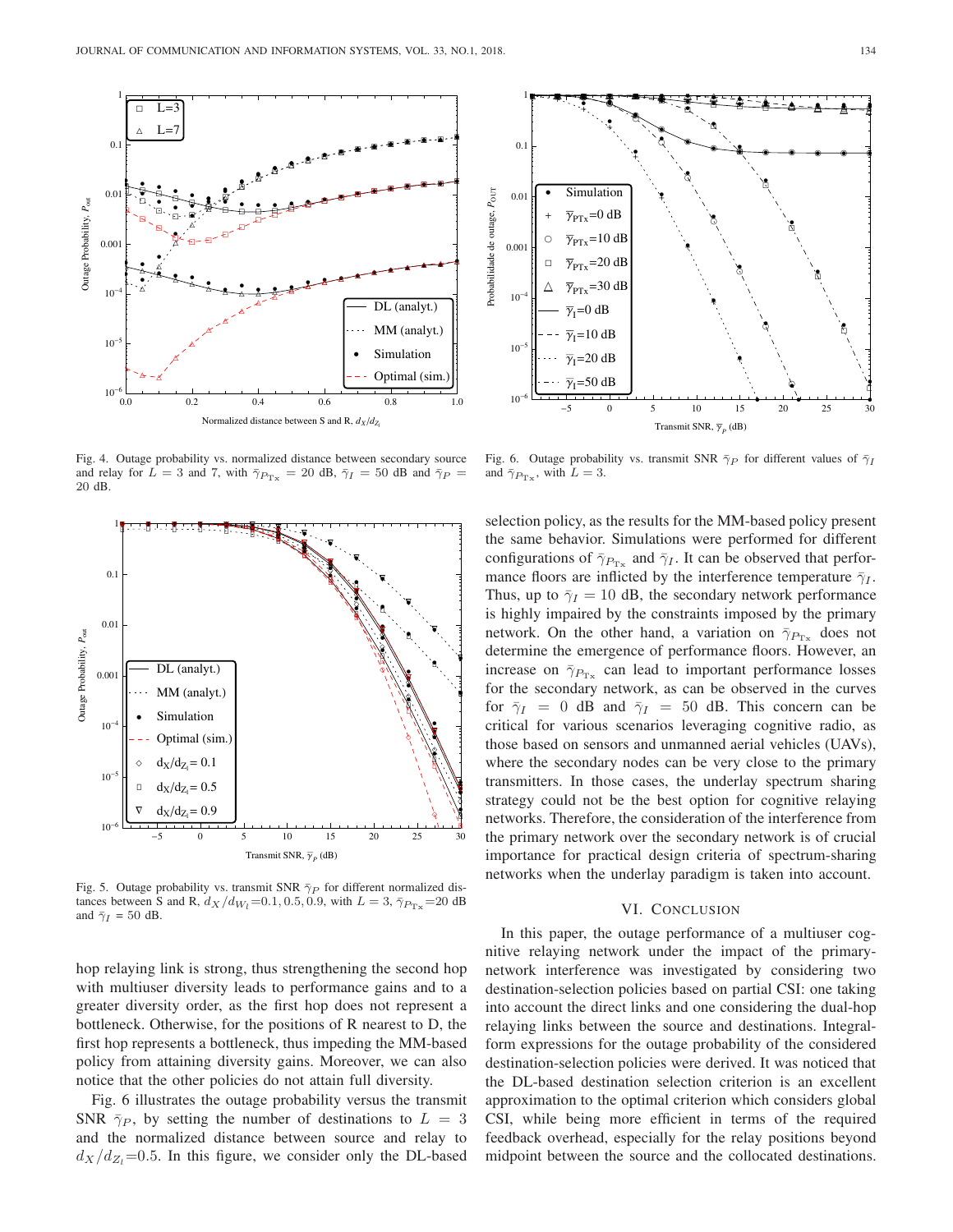Fig. 4. Outage probability vs. normalized distance between secondary source and relay for $L = 3$ and 7, with $\bar{\gamma}_{P_{\mathrm{Tx}}} = 20$ dB, $\bar{\gamma}_I = 50$ dB and $\bar{\gamma}_P = 20$ dB.

Fig. 6. Outage probability vs. transmit SNR $\bar{\gamma}_P$ for different values of $\bar{\gamma}_I$ and $\bar{\gamma}_{P_{\mathrm{Tx}}}$, with $L = 3$.

Fig. 5. Outage probability vs. transmit SNR $\bar{\gamma}_P$ for different normalized distances between S and R, $d_X/d_{W_l}$=0.1, 0.5, 0.9, with $L = 3$, $\bar{\gamma}_{P_{\mathrm{Tx}}}$=20 dB and $\bar{\gamma}_I = 50$ dB.

hop relaying link is strong, thus strengthening the second hop with multiuser diversity leads to performance gains and to a greater diversity order, as the first hop does not represent a bottleneck. Otherwise, for the positions of R nearest to D, the first hop represents a bottleneck, thus impeding the MM-based policy from attaining diversity gains. Moreover, we can also notice that the other policies do not attain full diversity.

Fig. 6 illustrates the outage probability versus the transmit SNR $\bar{\gamma}_P$, by setting the number of destinations to $L = 3$ and the normalized distance between source and relay to $d_X/d_{Z_l}$=0.5. In this figure, we consider only the DL-based selection policy, as the results for the MM-based policy present the same behavior. Simulations were performed for different configurations of $\bar{\gamma}_{P_{\mathrm{Tx}}}$ and $\bar{\gamma}_I$. It can be observed that performance floors are inflicted by the interference temperature $\bar{\gamma}_I$. Thus, up to $\bar{\gamma}_I = 10$ dB, the secondary network performance is highly impaired by the constraints imposed by the primary network. On the other hand, a variation on $\bar{\gamma}_{P_{\mathrm{Tx}}}$ does not determine the emergence of performance floors. However, an increase on $\bar{\gamma}_{P_{\mathrm{Tx}}}$ can lead to important performance losses for the secondary network, as can be observed in the curves for $\bar{\gamma}_I = 0$ dB and $\bar{\gamma}_I = 50$ dB. This concern can be critical for various scenarios leveraging cognitive radio, as those based on sensors and unmanned aerial vehicles (UAVs), where the secondary nodes can be very close to the primary transmitters. In those cases, the underlay spectrum sharing strategy could not be the best option for cognitive relaying networks. Therefore, the consideration of the interference from the primary network over the secondary network is of crucial importance for practical design criteria of spectrum-sharing networks when the underlay paradigm is taken into account.

## VI. Conclusion

In this paper, the outage performance of a multiuser cognitive relaying network under the impact of the primary-network interference was investigated by considering two destination-selection policies based on partial CSI: one taking into account the direct links and one considering the dual-hop relaying links between the source and destinations. Integral-form expressions for the outage probability of the considered destination-selection policies were derived. It was noticed that the DL-based destination selection criterion is an excellent approximation to the optimal criterion which considers global CSI, while being more efficient in terms of the required feedback overhead, especially for the relay positions beyond midpoint between the source and the collocated destinations.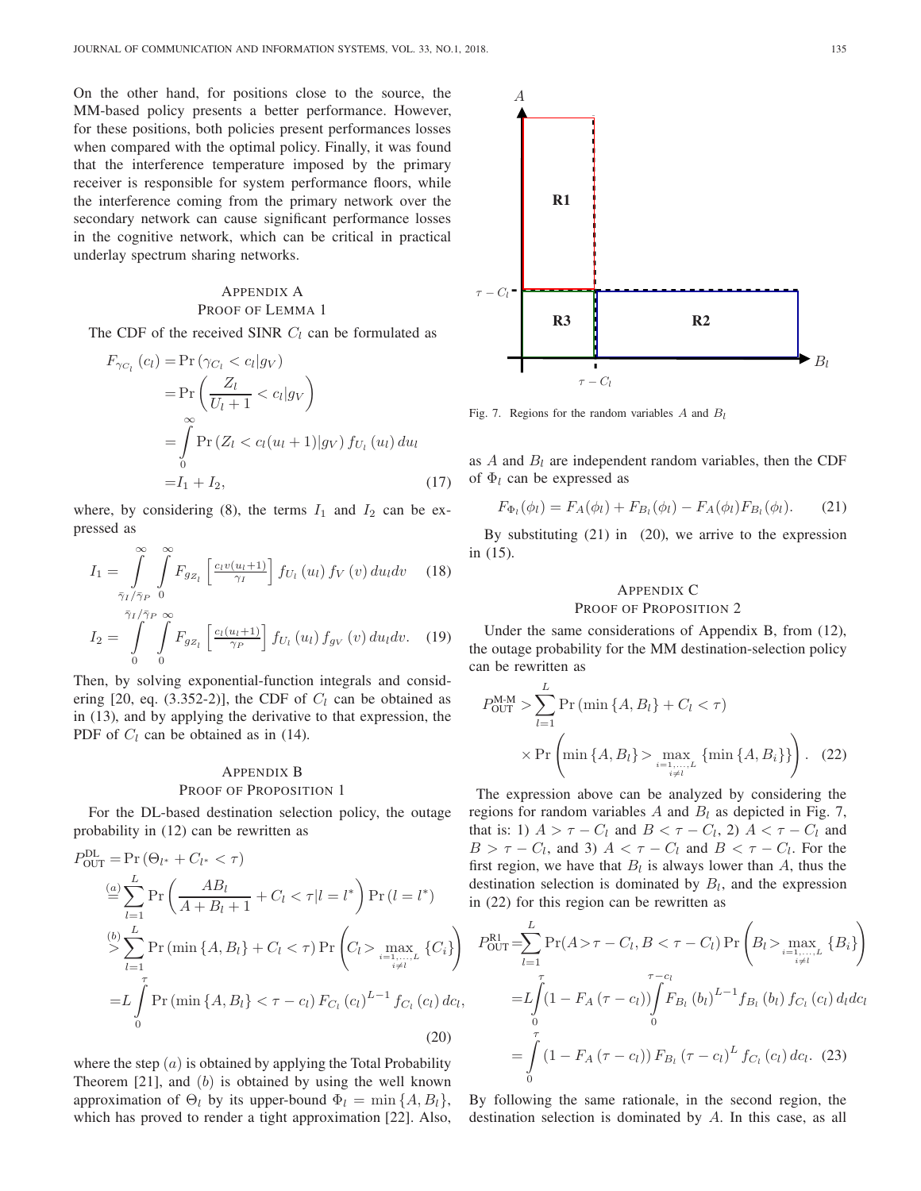On the other hand, for positions close to the source, the MM-based policy presents a better performance. However, for these positions, both policies present performances losses when compared with the optimal policy. Finally, it was found that the interference temperature imposed by the primary receiver is responsible for system performance floors, while the interference coming from the primary network over the secondary network can cause significant performance losses in the cognitive network, which can be critical in practical underlay spectrum sharing networks.

## Appendix A
## Proof of Lemma 1

The CDF of the received SINR $C_l$ can be formulated as

$$\begin{aligned}
F_{\gamma_{C_l}}(c_l) &= \Pr\left(\gamma_{C_l} < c_l | g_V\right) \\
&= \Pr\left(\frac{Z_l}{U_l+1} < c_l | g_V\right) \\
&= \int_0^\infty \Pr\left(Z_l < c_l(u_l+1) | g_V\right) f_{U_l}(u_l)\, du_l \\
&= I_1 + I_2,
\end{aligned} \tag{17}$$

where, by considering (8), the terms $I_1$ and $I_2$ can be expressed as

$$I_1 = \int_{\bar{\gamma}_I/\bar{\gamma}_P}^{\infty} \int_0^\infty F_{g_{Z_l}}\left[\tfrac{c_l v (u_l+1)}{\gamma_I}\right] f_{U_l}(u_l)\, f_V(v)\, du_l dv \tag{18}$$

$$I_2 = \int_0^{\bar{\gamma}_I/\bar{\gamma}_P} \int_0^\infty F_{g_{Z_l}}\left[\tfrac{c_l(u_l+1)}{\gamma_P}\right] f_{U_l}(u_l)\, f_{g_V}(v)\, du_l dv. \tag{19}$$

Then, by solving exponential-function integrals and considering [20, eq. (3.352-2)], the CDF of $C_l$ can be obtained as in (13), and by applying the derivative to that expression, the PDF of $C_l$ can be obtained as in (14).

## Appendix B
## Proof of Proposition 1

For the DL-based destination selection policy, the outage probability in (12) can be rewritten as

$$\begin{aligned}
P_{\text{OUT}}^{\text{DL}} &= \Pr\left(\Theta_{l^*} + C_{l^*} < \tau\right) \\
&\overset{(a)}{=} \sum_{l=1}^{L} \Pr\left(\frac{AB_l}{A+B_l+1} + C_l < \tau | l = l^*\right) \Pr\left(l = l^*\right) \\
&\overset{(b)}{>} \sum_{l=1}^{L} \Pr\left(\min\{A, B_l\} + C_l < \tau\right) \Pr\left(C_l > \max_{\substack{i=1,\ldots,L \\ i \neq l}} \{C_i\}\right) \\
&= L \int_0^\tau \Pr\left(\min\{A, B_l\} < \tau - c_l\right) F_{C_l}(c_l)^{L-1} f_{C_l}(c_l)\, dc_l,
\end{aligned} \tag{20}$$

where the step $(a)$ is obtained by applying the Total Probability Theorem [21], and $(b)$ is obtained by using the well known approximation of $\Theta_l$ by its upper-bound $\Phi_l = \min\{A, B_l\}$, which has proved to render a tight approximation [22]. Also, as $A$ and $B_l$ are independent random variables, then the CDF of $\Phi_l$ can be expressed as

$$F_{\Phi_l}(\phi_l) = F_A(\phi_l) + F_{B_l}(\phi_l) - F_A(\phi_l) F_{B_l}(\phi_l). \tag{21}$$

By substituting (21) in (20), we arrive to the expression in (15).

Fig. 7. Regions for the random variables $A$ and $B_l$

## Appendix C
## Proof of Proposition 2

Under the same considerations of Appendix B, from (12), the outage probability for the MM destination-selection policy can be rewritten as

$$\begin{aligned}
P_{\text{OUT}}^{\text{M-M}} > &\sum_{l=1}^{L} \Pr\left(\min\{A, B_l\} + C_l < \tau\right) \\
&\times \Pr\left(\min\{A, B_l\} > \max_{\substack{i=1,\ldots,L \\ i \neq l}} \{\min\{A, B_i\}\}\right).
\end{aligned} \tag{22}$$

The expression above can be analyzed by considering the regions for random variables $A$ and $B_l$ as depicted in Fig. 7, that is: 1) $A > \tau - C_l$ and $B < \tau - C_l$, 2) $A < \tau - C_l$ and $B > \tau - C_l$, and 3) $A < \tau - C_l$ and $B < \tau - C_l$. For the first region, we have that $B_l$ is always lower than $A$, thus the destination selection is dominated by $B_l$, and the expression in (22) for this region can be rewritten as

$$\begin{aligned}
P_{\text{OUT}}^{\text{R1}} &= \sum_{l=1}^{L} \Pr(A > \tau - C_l, B < \tau - C_l) \Pr\left(B_l > \max_{\substack{i=1,\ldots,L \\ i \neq l}} \{B_i\}\right) \\
&= L \int_0^\tau \left(1 - F_A(\tau - c_l)\right) \int_0^{\tau - c_l} F_{B_l}(b_l)^{L-1} f_{B_l}(b_l)\, f_{C_l}(c_l)\, d_l dc_l \\
&= \int_0^\tau \left(1 - F_A(\tau - c_l)\right) F_{B_l}(\tau - c_l)^L f_{C_l}(c_l)\, dc_l.
\end{aligned} \tag{23}$$

By following the same rationale, in the second region, the destination selection is dominated by $A$. In this case, as all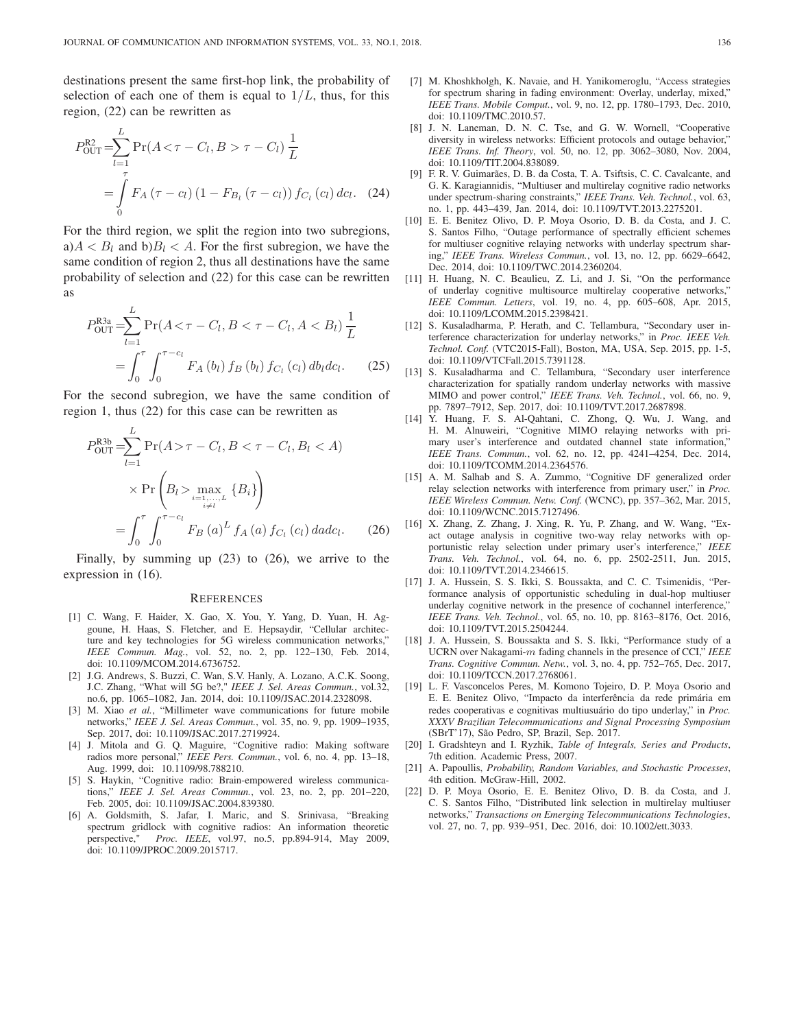destinations present the same first-hop link, the probability of selection of each one of them is equal to $1/L$, thus, for this region, (22) can be rewritten as

$$
\begin{aligned}
P_{\text{OUT}}^{\text{R2}} &= \sum_{l=1}^{L} \Pr(A < \tau - C_l, B > \tau - C_l) \frac{1}{L} \\
&= \int_{0}^{\tau} F_A(\tau - c_l)(1 - F_{B_l}(\tau - c_l)) f_{C_l}(c_l)\, dc_l. \quad (24)
\end{aligned}
$$

For the third region, we split the region into two subregions, a)$A < B_l$ and b)$B_l < A$. For the first subregion, we have the same condition of region 2, thus all destinations have the same probability of selection and (22) for this case can be rewritten as

$$
\begin{aligned}
P_{\text{OUT}}^{\text{R3a}} &= \sum_{l=1}^{L} \Pr(A < \tau - C_l, B < \tau - C_l, A < B_l) \frac{1}{L} \\
&= \int_{0}^{\tau} \int_{0}^{\tau - c_l} F_A(b_l) f_B(b_l) f_{C_l}(c_l)\, db_l dc_l. \quad (25)
\end{aligned}
$$

For the second subregion, we have the same condition of region 1, thus (22) for this case can be rewritten as

$$
\begin{aligned}
P_{\text{OUT}}^{\text{R3b}} &= \sum_{l=1}^{L} \Pr(A > \tau - C_l, B < \tau - C_l, B_l < A) \\
&\quad \times \Pr\left(B_l > \max_{\substack{i=1,\ldots,L \\ i \neq l}} \{B_i\}\right) \\
&= \int_{0}^{\tau} \int_{0}^{\tau - c_l} F_B(a)^L f_A(a) f_{C_l}(c_l)\, da dc_l. \quad (26)
\end{aligned}
$$

Finally, by summing up (23) to (26), we arrive to the expression in (16).

## References

[1] C. Wang, F. Haider, X. Gao, X. You, Y. Yang, D. Yuan, H. Aggoune, H. Haas, S. Fletcher, and E. Hepsaydir, "Cellular architecture and key technologies for 5G wireless communication networks," *IEEE Commun. Mag.*, vol. 52, no. 2, pp. 122–130, Feb. 2014, doi: 10.1109/MCOM.2014.6736752.

[2] J.G. Andrews, S. Buzzi, C. Wan, S.V. Hanly, A. Lozano, A.C.K. Soong, J.C. Zhang, "What will 5G be?," *IEEE J. Sel. Areas Commun.*, vol.32, no.6, pp. 1065–1082, Jan. 2014, doi: 10.1109/JSAC.2014.2328098.

[3] M. Xiao *et al.*, "Millimeter wave communications for future mobile networks," *IEEE J. Sel. Areas Commun.*, vol. 35, no. 9, pp. 1909–1935, Sep. 2017, doi: 10.1109/JSAC.2017.2719924.

[4] J. Mitola and G. Q. Maguire, "Cognitive radio: Making software radios more personal," *IEEE Pers. Commun.*, vol. 6, no. 4, pp. 13–18, Aug. 1999, doi: 10.1109/98.788210.

[5] S. Haykin, "Cognitive radio: Brain-empowered wireless communications," *IEEE J. Sel. Areas Commun.*, vol. 23, no. 2, pp. 201–220, Feb. 2005, doi: 10.1109/JSAC.2004.839380.

[6] A. Goldsmith, S. Jafar, I. Maric, and S. Srinivasa, "Breaking spectrum gridlock with cognitive radios: An information theoretic perspective," *Proc. IEEE*, vol.97, no.5, pp.894-914, May 2009, doi: 10.1109/JPROC.2009.2015717.

[7] M. Khoshkholgh, K. Navaie, and H. Yanikomeroglu, "Access strategies for spectrum sharing in fading environment: Overlay, underlay, mixed," *IEEE Trans. Mobile Comput.*, vol. 9, no. 12, pp. 1780–1793, Dec. 2010, doi: 10.1109/TMC.2010.57.

[8] J. N. Laneman, D. N. C. Tse, and G. W. Wornell, "Cooperative diversity in wireless networks: Efficient protocols and outage behavior," *IEEE Trans. Inf. Theory*, vol. 50, no. 12, pp. 3062–3080, Nov. 2004, doi: 10.1109/TIT.2004.838089.

[9] F. R. V. Guimarães, D. B. da Costa, T. A. Tsiftsis, C. C. Cavalcante, and G. K. Karagiannidis, "Multiuser and multirelay cognitive radio networks under spectrum-sharing constraints," *IEEE Trans. Veh. Technol.*, vol. 63, no. 1, pp. 443–439, Jan. 2014, doi: 10.1109/TVT.2013.2275201.

[10] E. E. Benitez Olivo, D. P. Moya Osorio, D. B. da Costa, and J. C. S. Santos Filho, "Outage performance of spectrally efficient schemes for multiuser cognitive relaying networks with underlay spectrum sharing," *IEEE Trans. Wireless Commun.*, vol. 13, no. 12, pp. 6629–6642, Dec. 2014, doi: 10.1109/TWC.2014.2360204.

[11] H. Huang, N. C. Beaulieu, Z. Li, and J. Si, "On the performance of underlay cognitive multisource multirelay cooperative networks," *IEEE Commun. Letters*, vol. 19, no. 4, pp. 605–608, Apr. 2015, doi: 10.1109/LCOMM.2015.2398421.

[12] S. Kusaladharma, P. Herath, and C. Tellambura, "Secondary user interference characterization for underlay networks," in *Proc. IEEE Veh. Technol. Conf.* (VTC2015-Fall), Boston, MA, USA, Sep. 2015, pp. 1-5, doi: 10.1109/VTCFall.2015.7391128.

[13] S. Kusaladharma and C. Tellambura, "Secondary user interference characterization for spatially random underlay networks with massive MIMO and power control," *IEEE Trans. Veh. Technol.*, vol. 66, no. 9, pp. 7897–7912, Sep. 2017, doi: 10.1109/TVT.2017.2687898.

[14] Y. Huang, F. S. Al-Qahtani, C. Zhong, Q. Wu, J. Wang, and H. M. Alnuweiri, "Cognitive MIMO relaying networks with primary user's interference and outdated channel state information," *IEEE Trans. Commun.*, vol. 62, no. 12, pp. 4241–4254, Dec. 2014, doi: 10.1109/TCOMM.2014.2364576.

[15] A. M. Salhab and S. A. Zummo, "Cognitive DF generalized order relay selection networks with interference from primary user," in *Proc. IEEE Wireless Commun. Netw. Conf.* (WCNC), pp. 357–362, Mar. 2015, doi: 10.1109/WCNC.2015.7127496.

[16] X. Zhang, Z. Zhang, J. Xing, R. Yu, P. Zhang, and W. Wang, "Exact outage analysis in cognitive two-way relay networks with opportunistic relay selection under primary user's interference," *IEEE Trans. Veh. Technol.*, vol. 64, no. 6, pp. 2502-2511, Jun. 2015, doi: 10.1109/TVT.2014.2346615.

[17] J. A. Hussein, S. S. Ikki, S. Boussakta, and C. C. Tsimenidis, "Performance analysis of opportunistic scheduling in dual-hop multiuser underlay cognitive network in the presence of cochannel interference," *IEEE Trans. Veh. Technol.*, vol. 65, no. 10, pp. 8163–8176, Oct. 2016, doi: 10.1109/TVT.2015.2504244.

[18] J. A. Hussein, S. Boussakta and S. S. Ikki, "Performance study of a UCRN over Nakagami-$m$ fading channels in the presence of CCI," *IEEE Trans. Cognitive Commun. Netw.*, vol. 3, no. 4, pp. 752–765, Dec. 2017, doi: 10.1109/TCCN.2017.2768061.

[19] L. F. Vasconcelos Peres, M. Komono Tojeiro, D. P. Moya Osorio and E. E. Benitez Olivo, "Impacto da interferência da rede primária em redes cooperativas e cognitivas multiusuário do tipo underlay," in *Proc. XXXV Brazilian Telecommunications and Signal Processing Symposium* (SBrT'17), São Pedro, SP, Brazil, Sep. 2017.

[20] I. Gradshteyn and I. Ryzhik, *Table of Integrals, Series and Products*, 7th edition. Academic Press, 2007.

[21] A. Papoullis, *Probability, Random Variables, and Stochastic Processes*, 4th edition. McGraw-Hill, 2002.

[22] D. P. Moya Osorio, E. E. Benitez Olivo, D. B. da Costa, and J. C. S. Santos Filho, "Distributed link selection in multirelay multiuser networks," *Transactions on Emerging Telecommunications Technologies*, vol. 27, no. 7, pp. 939–951, Dec. 2016, doi: 10.1002/ett.3033.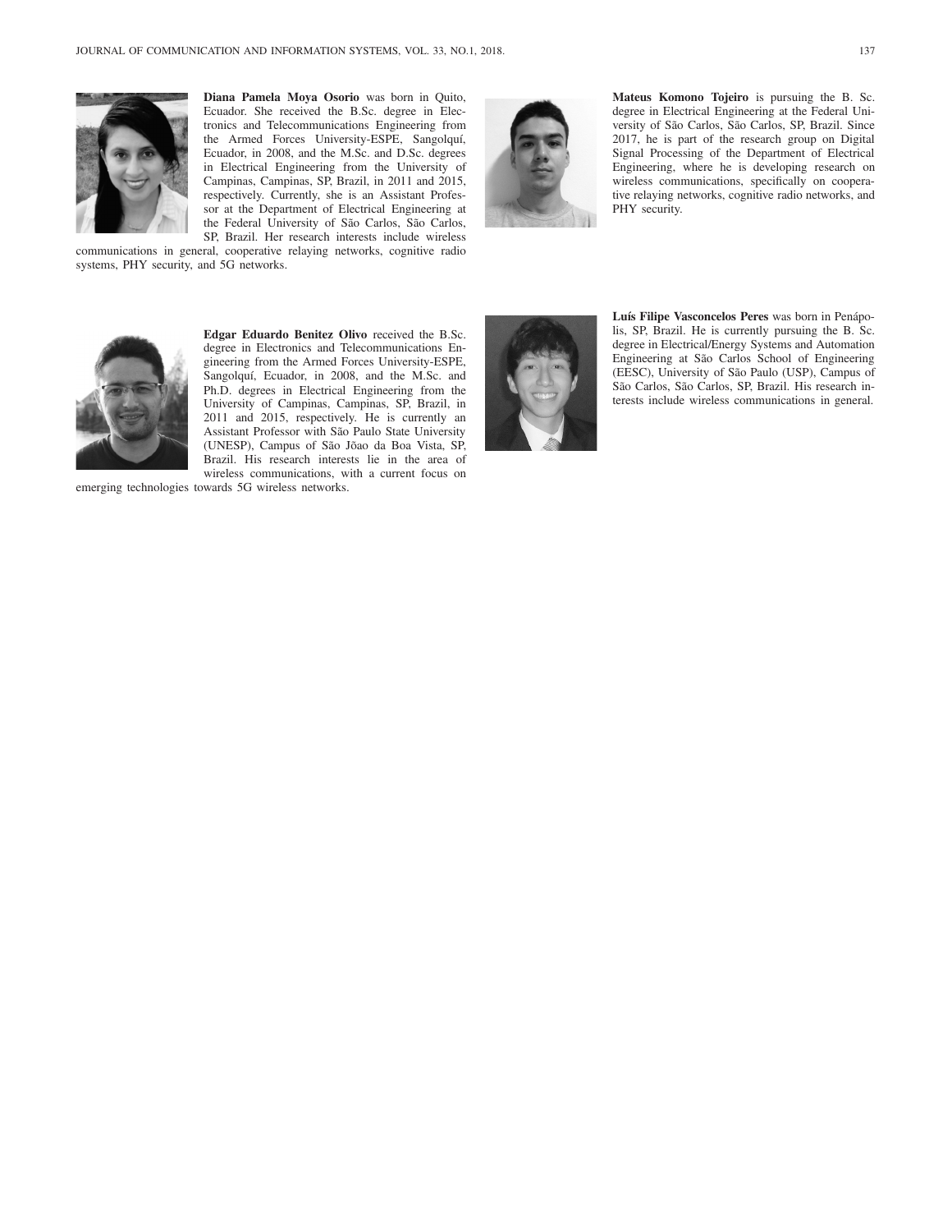**Diana Pamela Moya Osorio** was born in Quito, Ecuador. She received the B.Sc. degree in Electronics and Telecommunications Engineering from the Armed Forces University-ESPE, Sangolquí, Ecuador, in 2008, and the M.Sc. and D.Sc. degrees in Electrical Engineering from the University of Campinas, Campinas, SP, Brazil, in 2011 and 2015, respectively. Currently, she is an Assistant Professor at the Department of Electrical Engineering at the Federal University of São Carlos, São Carlos, SP, Brazil. Her research interests include wireless communications in general, cooperative relaying networks, cognitive radio systems, PHY security, and 5G networks.

**Edgar Eduardo Benitez Olivo** received the B.Sc. degree in Electronics and Telecommunications Engineering from the Armed Forces University-ESPE, Sangolquí, Ecuador, in 2008, and the M.Sc. and Ph.D. degrees in Electrical Engineering from the University of Campinas, Campinas, SP, Brazil, in 2011 and 2015, respectively. He is currently an Assistant Professor with São Paulo State University (UNESP), Campus of São Jõao da Boa Vista, SP, Brazil. His research interests lie in the area of wireless communications, with a current focus on emerging technologies towards 5G wireless networks.

**Mateus Komono Tojeiro** is pursuing the B. Sc. degree in Electrical Engineering at the Federal University of São Carlos, São Carlos, SP, Brazil. Since 2017, he is part of the research group on Digital Signal Processing of the Department of Electrical Engineering, where he is developing research on wireless communications, specifically on cooperative relaying networks, cognitive radio networks, and PHY security.

**Luís Filipe Vasconcelos Peres** was born in Penápolis, SP, Brazil. He is currently pursuing the B. Sc. degree in Electrical/Energy Systems and Automation Engineering at São Carlos School of Engineering (EESC), University of São Paulo (USP), Campus of São Carlos, São Carlos, SP, Brazil. His research interests include wireless communications in general.